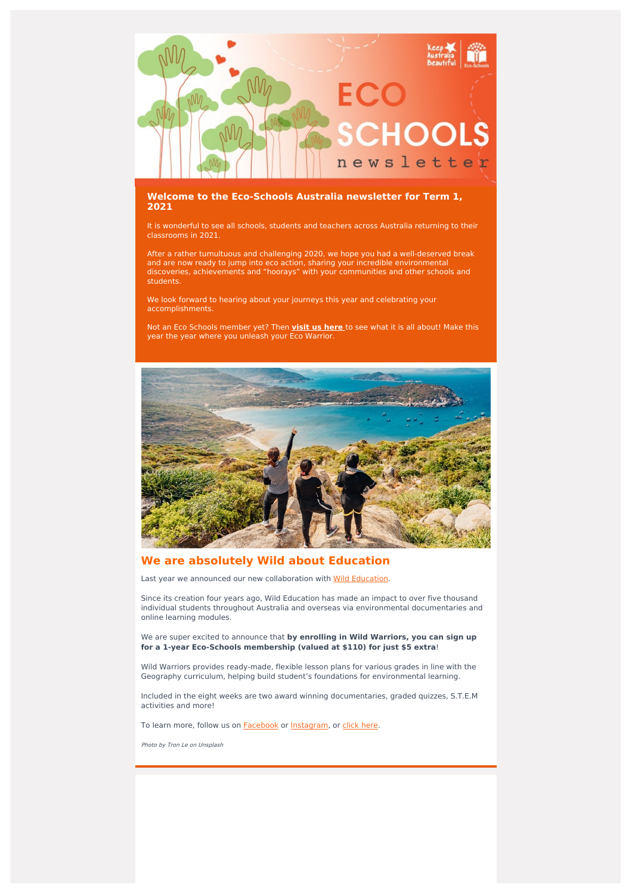# ECO SCHOOLS newsletter

### Welcome to the Eco-Schools Australia newsletter for Term 1, 2021

It is wonderful to see all schools, students and teachers across Australia returning to their classrooms in 2021.

After a rather tumultuous and challenging 2020, we hope you had a well-deserved break and are now ready to jump into eco action, sharing your incredible environmental discoveries, achievements and "hoorays" with your communities and other schools and students.

We look forward to hearing about your journeys this year and celebrating your accomplishments.

Not an Eco Schools member yet? Then **visit us here** to see what it is all about! Make this year the year where you unleash your Eco Warrior.

## We are absolutely Wild about Education

Last year we announced our new collaboration with Wild Education.

Since its creation four years ago, Wild Education has made an impact to over five thousand individual students throughout Australia and overseas via environmental documentaries and online learning modules.

We are super excited to announce that **by enrolling in Wild Warriors, you can sign up for a 1-year Eco-Schools membership (valued at $110) for just $5 extra**!

Wild Warriors provides ready-made, flexible lesson plans for various grades in line with the Geography curriculum, helping build student's foundations for environmental learning.

Included in the eight weeks are two award winning documentaries, graded quizzes, S.T.E.M activities and more!

To learn more, follow us on Facebook or Instagram, or click here.

*Photo by Tron Le on Unsplash*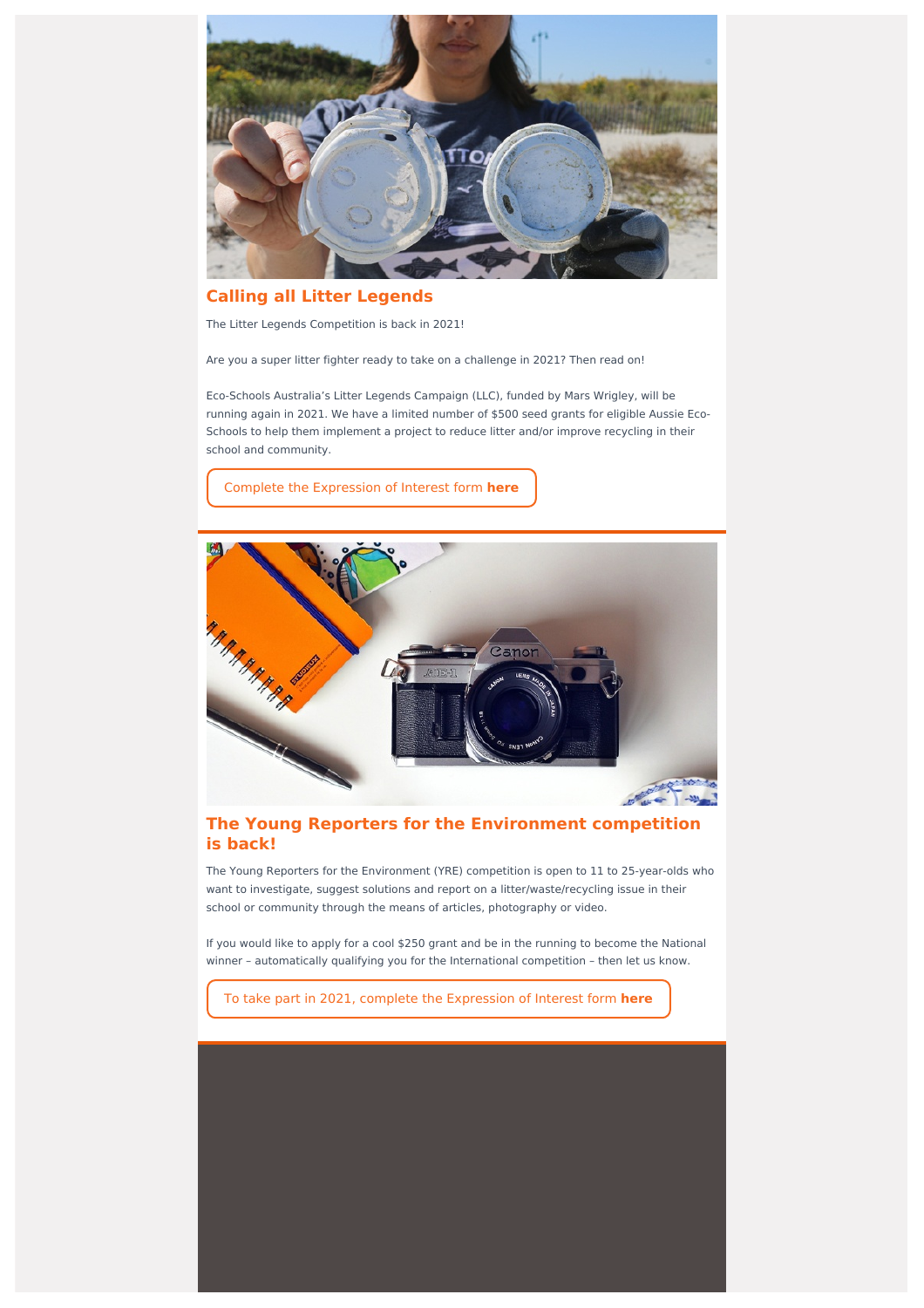## Calling all Litter Legends

The Litter Legends Competition is back in 2021!

Are you a super litter fighter ready to take on a challenge in 2021? Then read on!

Eco-Schools Australia's Litter Legends Campaign (LLC), funded by Mars Wrigley, will be running again in 2021. We have a limited number of $500 seed grants for eligible Aussie Eco-Schools to help them implement a project to reduce litter and/or improve recycling in their school and community.

Complete the Expression of Interest form **here**

## The Young Reporters for the Environment competition is back!

The Young Reporters for the Environment (YRE) competition is open to 11 to 25-year-olds who want to investigate, suggest solutions and report on a litter/waste/recycling issue in their school or community through the means of articles, photography or video.

If you would like to apply for a cool $250 grant and be in the running to become the National winner – automatically qualifying you for the International competition – then let us know.

To take part in 2021, complete the Expression of Interest form **here**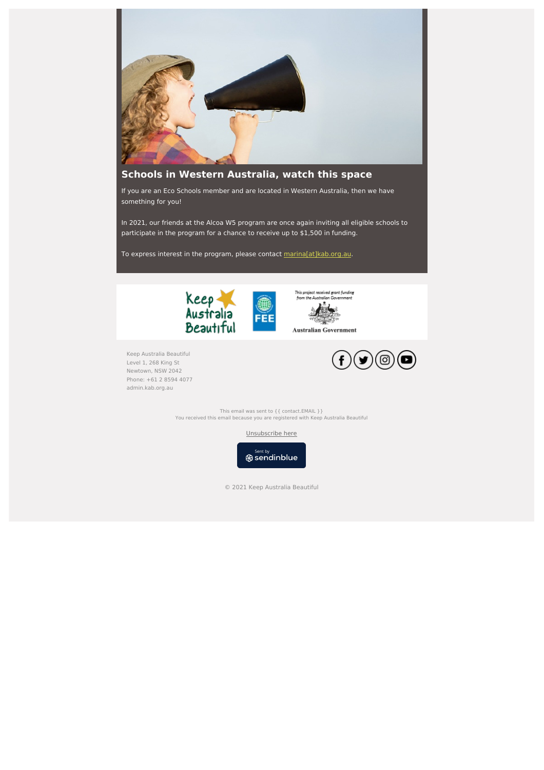## Schools in Western Australia, watch this space

If you are an Eco Schools member and are located in Western Australia, then we have something for you!

In 2021, our friends at the Alcoa W5 program are once again inviting all eligible schools to participate in the program for a chance to receive up to $1,500 in funding.

To express interest in the program, please contact marina[at]kab.org.au.

This project received grant funding from the Australian Government

Australian Government

Keep Australia Beautiful
Level 1, 268 King St
Newtown, NSW 2042
Phone: +61 2 8594 4077
admin.kab.org.au

This email was sent to {{ contact.EMAIL }}
You received this email because you are registered with Keep Australia Beautiful

Unsubscribe here

Sent by sendinblue

© 2021 Keep Australia Beautiful